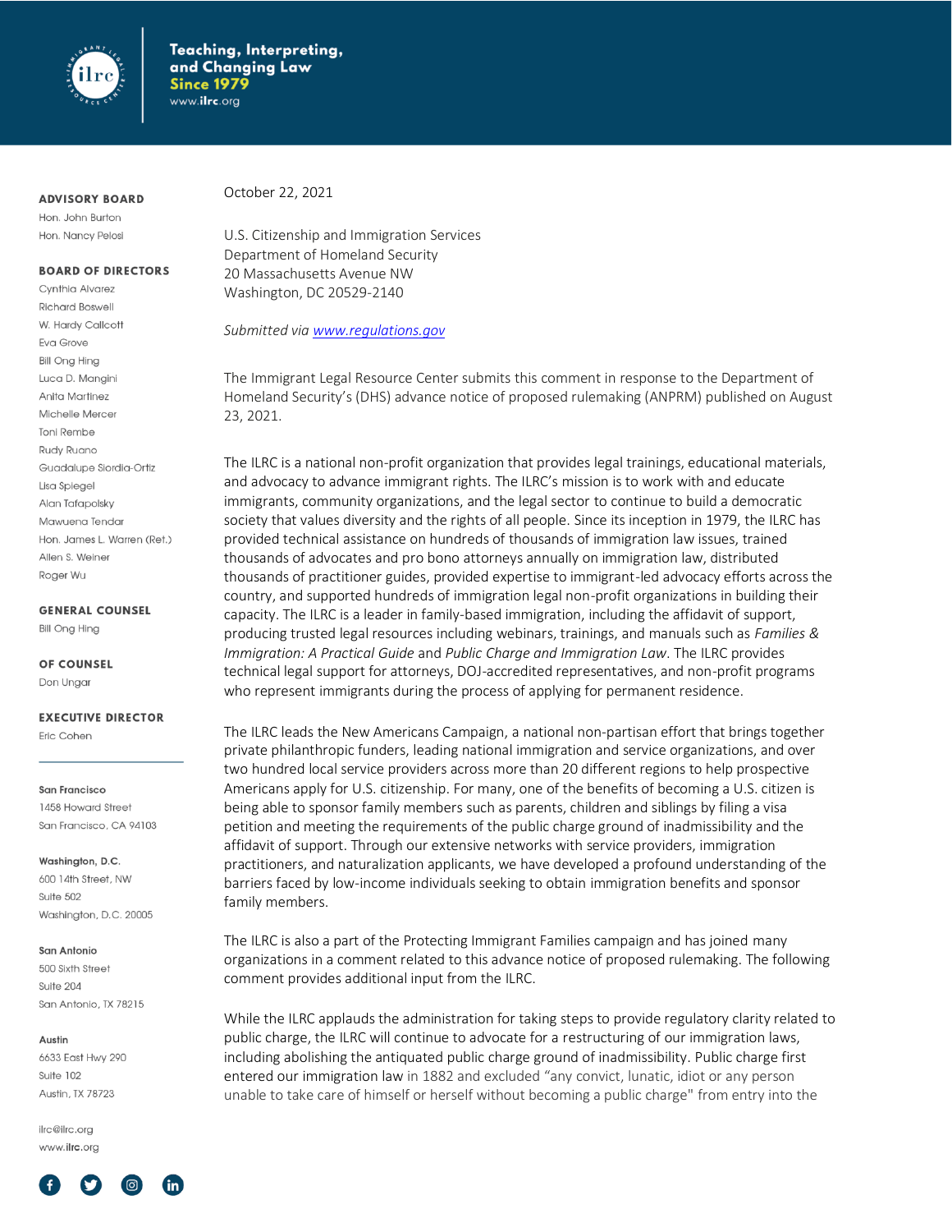Teaching, Interpreting, and Changing Law **Since 1979**
www.ilrc.org

**ADVISORY BOARD**
Hon. John Burton
Hon. Nancy Pelosi

**BOARD OF DIRECTORS**
Cynthia Alvarez
Richard Boswell
W. Hardy Callcott
Eva Grove
Bill Ong Hing
Luca D. Mangini
Anita Martinez
Michelle Mercer
Toni Rembe
Rudy Ruano
Guadalupe Siordia-Ortiz
Lisa Spiegel
Alan Tafapolsky
Mawuena Tendar
Hon. James L. Warren (Ret.)
Allen S. Weiner
Roger Wu

**GENERAL COUNSEL**
Bill Ong Hing

**OF COUNSEL**
Don Ungar

**EXECUTIVE DIRECTOR**
Eric Cohen

**San Francisco**
1458 Howard Street
San Francisco, CA 94103

**Washington, D.C.**
600 14th Street, NW
Suite 502
Washington, D.C. 20005

**San Antonio**
500 Sixth Street
Suite 204
San Antonio, TX 78215

**Austin**
6633 East Hwy 290
Suite 102
Austin, TX 78723

ilrc@ilrc.org
www.ilrc.org

October 22, 2021

U.S. Citizenship and Immigration Services
Department of Homeland Security
20 Massachusetts Avenue NW
Washington, DC 20529-2140

*Submitted via www.regulations.gov*

The Immigrant Legal Resource Center submits this comment in response to the Department of Homeland Security's (DHS) advance notice of proposed rulemaking (ANPRM) published on August 23, 2021.

The ILRC is a national non-profit organization that provides legal trainings, educational materials, and advocacy to advance immigrant rights. The ILRC's mission is to work with and educate immigrants, community organizations, and the legal sector to continue to build a democratic society that values diversity and the rights of all people. Since its inception in 1979, the ILRC has provided technical assistance on hundreds of thousands of immigration law issues, trained thousands of advocates and pro bono attorneys annually on immigration law, distributed thousands of practitioner guides, provided expertise to immigrant-led advocacy efforts across the country, and supported hundreds of immigration legal non-profit organizations in building their capacity. The ILRC is a leader in family-based immigration, including the affidavit of support, producing trusted legal resources including webinars, trainings, and manuals such as *Families & Immigration: A Practical Guide* and *Public Charge and Immigration Law*. The ILRC provides technical legal support for attorneys, DOJ-accredited representatives, and non-profit programs who represent immigrants during the process of applying for permanent residence.

The ILRC leads the New Americans Campaign, a national non-partisan effort that brings together private philanthropic funders, leading national immigration and service organizations, and over two hundred local service providers across more than 20 different regions to help prospective Americans apply for U.S. citizenship. For many, one of the benefits of becoming a U.S. citizen is being able to sponsor family members such as parents, children and siblings by filing a visa petition and meeting the requirements of the public charge ground of inadmissibility and the affidavit of support. Through our extensive networks with service providers, immigration practitioners, and naturalization applicants, we have developed a profound understanding of the barriers faced by low-income individuals seeking to obtain immigration benefits and sponsor family members.

The ILRC is also a part of the Protecting Immigrant Families campaign and has joined many organizations in a comment related to this advance notice of proposed rulemaking. The following comment provides additional input from the ILRC.

While the ILRC applauds the administration for taking steps to provide regulatory clarity related to public charge, the ILRC will continue to advocate for a restructuring of our immigration laws, including abolishing the antiquated public charge ground of inadmissibility. Public charge first entered our immigration law in 1882 and excluded "any convict, lunatic, idiot or any person unable to take care of himself or herself without becoming a public charge" from entry into the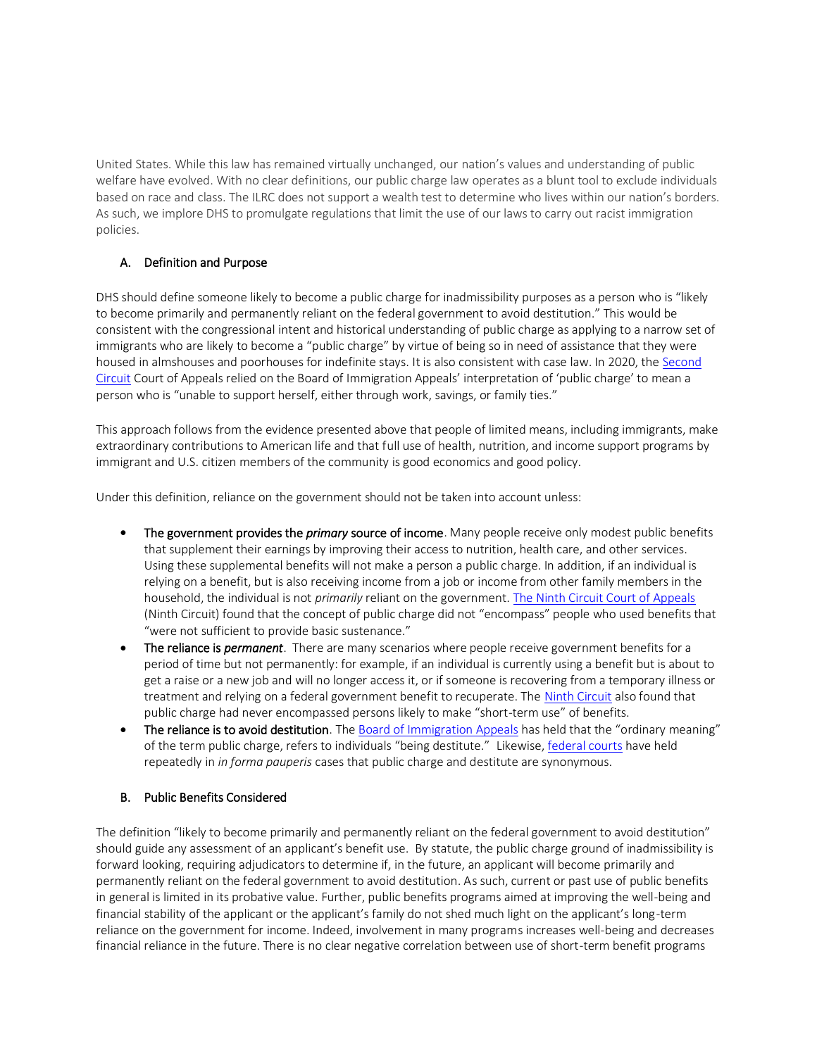United States. While this law has remained virtually unchanged, our nation's values and understanding of public welfare have evolved. With no clear definitions, our public charge law operates as a blunt tool to exclude individuals based on race and class. The ILRC does not support a wealth test to determine who lives within our nation's borders. As such, we implore DHS to promulgate regulations that limit the use of our laws to carry out racist immigration policies.

### A. Definition and Purpose

DHS should define someone likely to become a public charge for inadmissibility purposes as a person who is "likely to become primarily and permanently reliant on the federal government to avoid destitution." This would be consistent with the congressional intent and historical understanding of public charge as applying to a narrow set of immigrants who are likely to become a "public charge" by virtue of being so in need of assistance that they were housed in almshouses and poorhouses for indefinite stays. It is also consistent with case law. In 2020, the Second Circuit Court of Appeals relied on the Board of Immigration Appeals' interpretation of 'public charge' to mean a person who is "unable to support herself, either through work, savings, or family ties."

This approach follows from the evidence presented above that people of limited means, including immigrants, make extraordinary contributions to American life and that full use of health, nutrition, and income support programs by immigrant and U.S. citizen members of the community is good economics and good policy.

Under this definition, reliance on the government should not be taken into account unless:

- **The government provides the *primary* source of income**. Many people receive only modest public benefits that supplement their earnings by improving their access to nutrition, health care, and other services. Using these supplemental benefits will not make a person a public charge. In addition, if an individual is relying on a benefit, but is also receiving income from a job or income from other family members in the household, the individual is not *primarily* reliant on the government. The Ninth Circuit Court of Appeals (Ninth Circuit) found that the concept of public charge did not "encompass" people who used benefits that "were not sufficient to provide basic sustenance."
- **The reliance is *permanent***. There are many scenarios where people receive government benefits for a period of time but not permanently: for example, if an individual is currently using a benefit but is about to get a raise or a new job and will no longer access it, or if someone is recovering from a temporary illness or treatment and relying on a federal government benefit to recuperate. The Ninth Circuit also found that public charge had never encompassed persons likely to make "short-term use" of benefits.
- **The reliance is to avoid destitution**. The Board of Immigration Appeals has held that the "ordinary meaning" of the term public charge, refers to individuals "being destitute." Likewise, federal courts have held repeatedly in *in forma pauperis* cases that public charge and destitute are synonymous.

### B. Public Benefits Considered

The definition "likely to become primarily and permanently reliant on the federal government to avoid destitution" should guide any assessment of an applicant's benefit use. By statute, the public charge ground of inadmissibility is forward looking, requiring adjudicators to determine if, in the future, an applicant will become primarily and permanently reliant on the federal government to avoid destitution. As such, current or past use of public benefits in general is limited in its probative value. Further, public benefits programs aimed at improving the well-being and financial stability of the applicant or the applicant's family do not shed much light on the applicant's long-term reliance on the government for income. Indeed, involvement in many programs increases well-being and decreases financial reliance in the future. There is no clear negative correlation between use of short-term benefit programs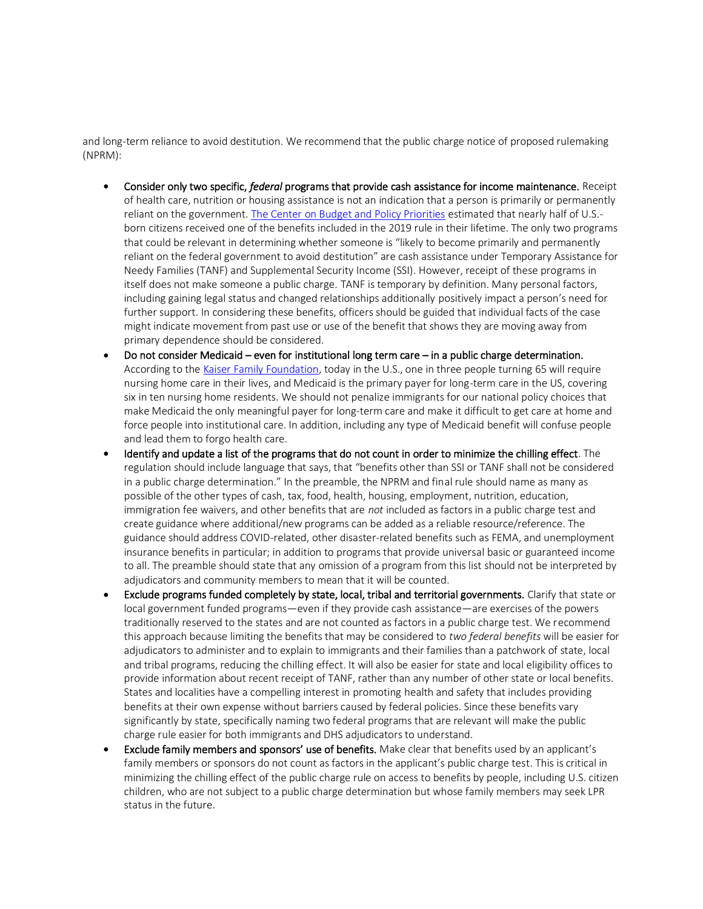and long-term reliance to avoid destitution. We recommend that the public charge notice of proposed rulemaking (NPRM):

- **Consider only two specific, *federal* programs that provide cash assistance for income maintenance.** Receipt of health care, nutrition or housing assistance is not an indication that a person is primarily or permanently reliant on the government. [The Center on Budget and Policy Priorities]() estimated that nearly half of U.S.-born citizens received one of the benefits included in the 2019 rule in their lifetime. The only two programs that could be relevant in determining whether someone is "likely to become primarily and permanently reliant on the federal government to avoid destitution" are cash assistance under Temporary Assistance for Needy Families (TANF) and Supplemental Security Income (SSI). However, receipt of these programs in itself does not make someone a public charge. TANF is temporary by definition. Many personal factors, including gaining legal status and changed relationships additionally positively impact a person's need for further support. In considering these benefits, officers should be guided that individual facts of the case might indicate movement from past use or use of the benefit that shows they are moving away from primary dependence should be considered.
- **Do not consider Medicaid – even for institutional long term care – in a public charge determination.** According to the [Kaiser Family Foundation](), today in the U.S., one in three people turning 65 will require nursing home care in their lives, and Medicaid is the primary payer for long-term care in the US, covering six in ten nursing home residents. We should not penalize immigrants for our national policy choices that make Medicaid the only meaningful payer for long-term care and make it difficult to get care at home and force people into institutional care. In addition, including any type of Medicaid benefit will confuse people and lead them to forgo health care.
- **Identify and update a list of the programs that do not count in order to minimize the chilling effect**. The regulation should include language that says, that "benefits other than SSI or TANF shall not be considered in a public charge determination." In the preamble, the NPRM and final rule should name as many as possible of the other types of cash, tax, food, health, housing, employment, nutrition, education, immigration fee waivers, and other benefits that are *not* included as factors in a public charge test and create guidance where additional/new programs can be added as a reliable resource/reference. The guidance should address COVID-related, other disaster-related benefits such as FEMA, and unemployment insurance benefits in particular; in addition to programs that provide universal basic or guaranteed income to all. The preamble should state that any omission of a program from this list should not be interpreted by adjudicators and community members to mean that it will be counted.
- **Exclude programs funded completely by state, local, tribal and territorial governments.** Clarify that state or local government funded programs—even if they provide cash assistance—are exercises of the powers traditionally reserved to the states and are not counted as factors in a public charge test. We recommend this approach because limiting the benefits that may be considered to *two federal benefits* will be easier for adjudicators to administer and to explain to immigrants and their families than a patchwork of state, local and tribal programs, reducing the chilling effect. It will also be easier for state and local eligibility offices to provide information about recent receipt of TANF, rather than any number of other state or local benefits. States and localities have a compelling interest in promoting health and safety that includes providing benefits at their own expense without barriers caused by federal policies. Since these benefits vary significantly by state, specifically naming two federal programs that are relevant will make the public charge rule easier for both immigrants and DHS adjudicators to understand.
- **Exclude family members and sponsors' use of benefits.** Make clear that benefits used by an applicant's family members or sponsors do not count as factors in the applicant's public charge test. This is critical in minimizing the chilling effect of the public charge rule on access to benefits by people, including U.S. citizen children, who are not subject to a public charge determination but whose family members may seek LPR status in the future.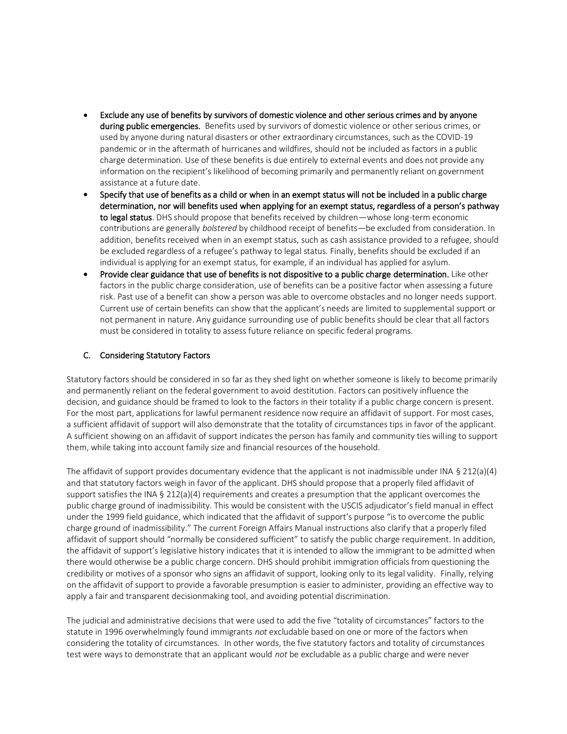- **Exclude any use of benefits by survivors of domestic violence and other serious crimes and by anyone during public emergencies.** Benefits used by survivors of domestic violence or other serious crimes, or used by anyone during natural disasters or other extraordinary circumstances, such as the COVID-19 pandemic or in the aftermath of hurricanes and wildfires, should not be included as factors in a public charge determination. Use of these benefits is due entirely to external events and does not provide any information on the recipient's likelihood of becoming primarily and permanently reliant on government assistance at a future date.
- **Specify that use of benefits as a child or when in an exempt status will not be included in a public charge determination, nor will benefits used when applying for an exempt status, regardless of a person's pathway to legal status**. DHS should propose that benefits received by children—whose long-term economic contributions are generally *bolstered* by childhood receipt of benefits—be excluded from consideration. In addition, benefits received when in an exempt status, such as cash assistance provided to a refugee, should be excluded regardless of a refugee's pathway to legal status. Finally, benefits should be excluded if an individual is applying for an exempt status, for example, if an individual has applied for asylum.
- **Provide clear guidance that use of benefits is not dispositive to a public charge determination.** Like other factors in the public charge consideration, use of benefits can be a positive factor when assessing a future risk. Past use of a benefit can show a person was able to overcome obstacles and no longer needs support. Current use of certain benefits can show that the applicant's needs are limited to supplemental support or not permanent in nature. Any guidance surrounding use of public benefits should be clear that all factors must be considered in totality to assess future reliance on specific federal programs.

### C. Considering Statutory Factors

Statutory factors should be considered in so far as they shed light on whether someone is likely to become primarily and permanently reliant on the federal government to avoid destitution. Factors can positively influence the decision, and guidance should be framed to look to the factors in their totality if a public charge concern is present. For the most part, applications for lawful permanent residence now require an affidavit of support. For most cases, a sufficient affidavit of support will also demonstrate that the totality of circumstances tips in favor of the applicant. A sufficient showing on an affidavit of support indicates the person has family and community ties willing to support them, while taking into account family size and financial resources of the household.

The affidavit of support provides documentary evidence that the applicant is not inadmissible under INA § 212(a)(4) and that statutory factors weigh in favor of the applicant. DHS should propose that a properly filed affidavit of support satisfies the INA § 212(a)(4) requirements and creates a presumption that the applicant overcomes the public charge ground of inadmissibility. This would be consistent with the USCIS adjudicator's field manual in effect under the 1999 field guidance, which indicated that the affidavit of support's purpose "is to overcome the public charge ground of inadmissibility." The current Foreign Affairs Manual instructions also clarify that a properly filed affidavit of support should "normally be considered sufficient" to satisfy the public charge requirement. In addition, the affidavit of support's legislative history indicates that it is intended to allow the immigrant to be admitted when there would otherwise be a public charge concern. DHS should prohibit immigration officials from questioning the credibility or motives of a sponsor who signs an affidavit of support, looking only to its legal validity. Finally, relying on the affidavit of support to provide a favorable presumption is easier to administer, providing an effective way to apply a fair and transparent decisionmaking tool, and avoiding potential discrimination.

The judicial and administrative decisions that were used to add the five "totality of circumstances" factors to the statute in 1996 overwhelmingly found immigrants *not* excludable based on one or more of the factors when considering the totality of circumstances. In other words, the five statutory factors and totality of circumstances test were ways to demonstrate that an applicant would *not* be excludable as a public charge and were never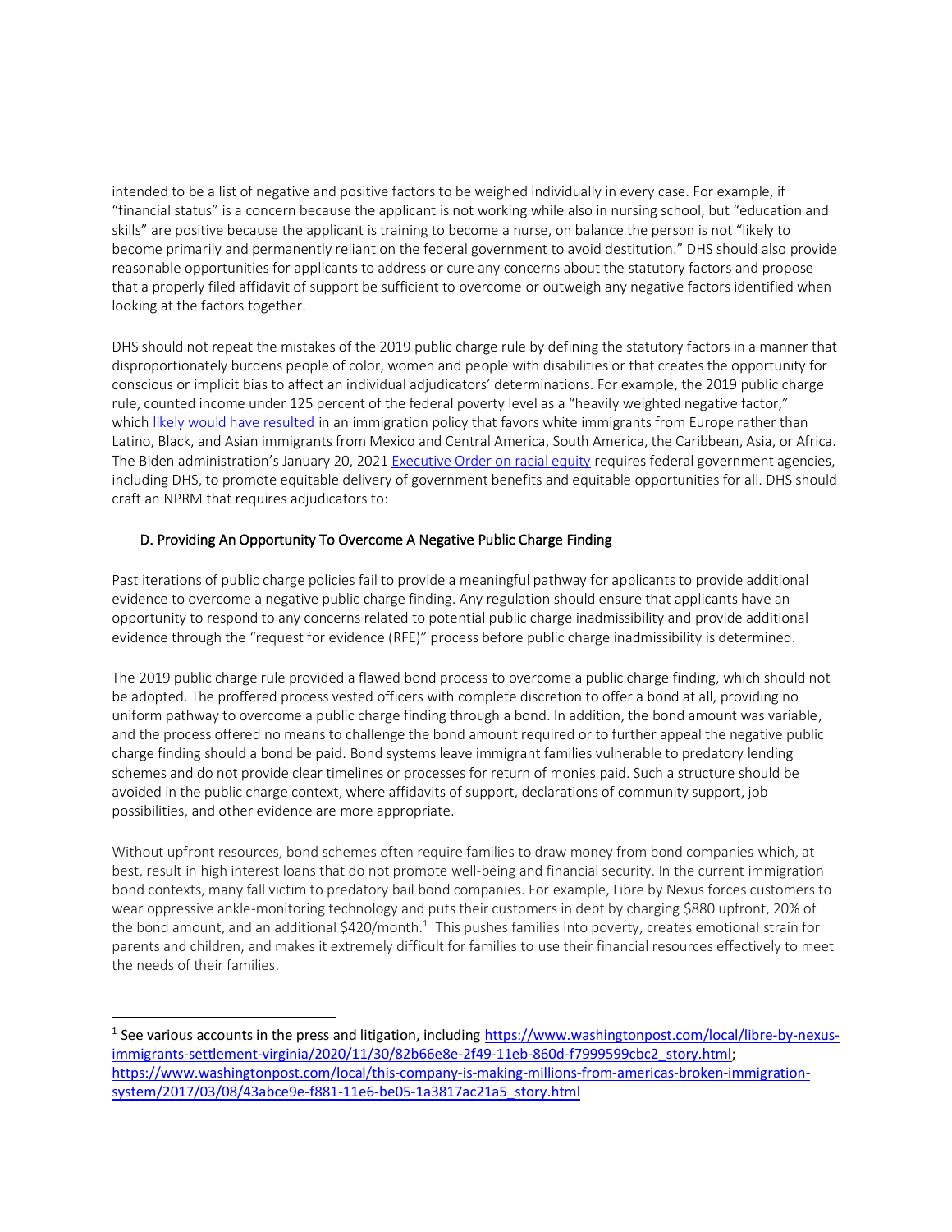intended to be a list of negative and positive factors to be weighed individually in every case. For example, if "financial status" is a concern because the applicant is not working while also in nursing school, but "education and skills" are positive because the applicant is training to become a nurse, on balance the person is not "likely to become primarily and permanently reliant on the federal government to avoid destitution." DHS should also provide reasonable opportunities for applicants to address or cure any concerns about the statutory factors and propose that a properly filed affidavit of support be sufficient to overcome or outweigh any negative factors identified when looking at the factors together.

DHS should not repeat the mistakes of the 2019 public charge rule by defining the statutory factors in a manner that disproportionately burdens people of color, women and people with disabilities or that creates the opportunity for conscious or implicit bias to affect an individual adjudicators' determinations. For example, the 2019 public charge rule, counted income under 125 percent of the federal poverty level as a "heavily weighted negative factor," which likely would have resulted in an immigration policy that favors white immigrants from Europe rather than Latino, Black, and Asian immigrants from Mexico and Central America, South America, the Caribbean, Asia, or Africa. The Biden administration's January 20, 2021 Executive Order on racial equity requires federal government agencies, including DHS, to promote equitable delivery of government benefits and equitable opportunities for all. DHS should craft an NPRM that requires adjudicators to:

### D. Providing An Opportunity To Overcome A Negative Public Charge Finding

Past iterations of public charge policies fail to provide a meaningful pathway for applicants to provide additional evidence to overcome a negative public charge finding. Any regulation should ensure that applicants have an opportunity to respond to any concerns related to potential public charge inadmissibility and provide additional evidence through the "request for evidence (RFE)" process before public charge inadmissibility is determined.

The 2019 public charge rule provided a flawed bond process to overcome a public charge finding, which should not be adopted. The proffered process vested officers with complete discretion to offer a bond at all, providing no uniform pathway to overcome a public charge finding through a bond. In addition, the bond amount was variable, and the process offered no means to challenge the bond amount required or to further appeal the negative public charge finding should a bond be paid. Bond systems leave immigrant families vulnerable to predatory lending schemes and do not provide clear timelines or processes for return of monies paid. Such a structure should be avoided in the public charge context, where affidavits of support, declarations of community support, job possibilities, and other evidence are more appropriate.

Without upfront resources, bond schemes often require families to draw money from bond companies which, at best, result in high interest loans that do not promote well-being and financial security. In the current immigration bond contexts, many fall victim to predatory bail bond companies. For example, Libre by Nexus forces customers to wear oppressive ankle-monitoring technology and puts their customers in debt by charging $880 upfront, 20% of the bond amount, and an additional $420/month.[1] This pushes families into poverty, creates emotional strain for parents and children, and makes it extremely difficult for families to use their financial resources effectively to meet the needs of their families.

---

[1] See various accounts in the press and litigation, including https://www.washingtonpost.com/local/libre-by-nexus-immigrants-settlement-virginia/2020/11/30/82b66e8e-2f49-11eb-860d-f7999599cbc2_story.html; https://www.washingtonpost.com/local/this-company-is-making-millions-from-americas-broken-immigration-system/2017/03/08/43abce9e-f881-11e6-be05-1a3817ac21a5_story.html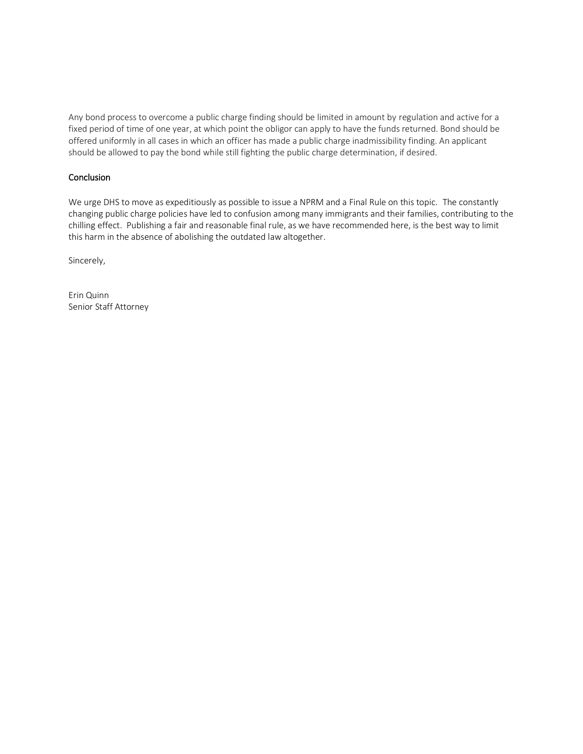Any bond process to overcome a public charge finding should be limited in amount by regulation and active for a fixed period of time of one year, at which point the obligor can apply to have the funds returned. Bond should be offered uniformly in all cases in which an officer has made a public charge inadmissibility finding. An applicant should be allowed to pay the bond while still fighting the public charge determination, if desired.

## Conclusion

We urge DHS to move as expeditiously as possible to issue a NPRM and a Final Rule on this topic. The constantly changing public charge policies have led to confusion among many immigrants and their families, contributing to the chilling effect. Publishing a fair and reasonable final rule, as we have recommended here, is the best way to limit this harm in the absence of abolishing the outdated law altogether.

Sincerely,

Erin Quinn
Senior Staff Attorney